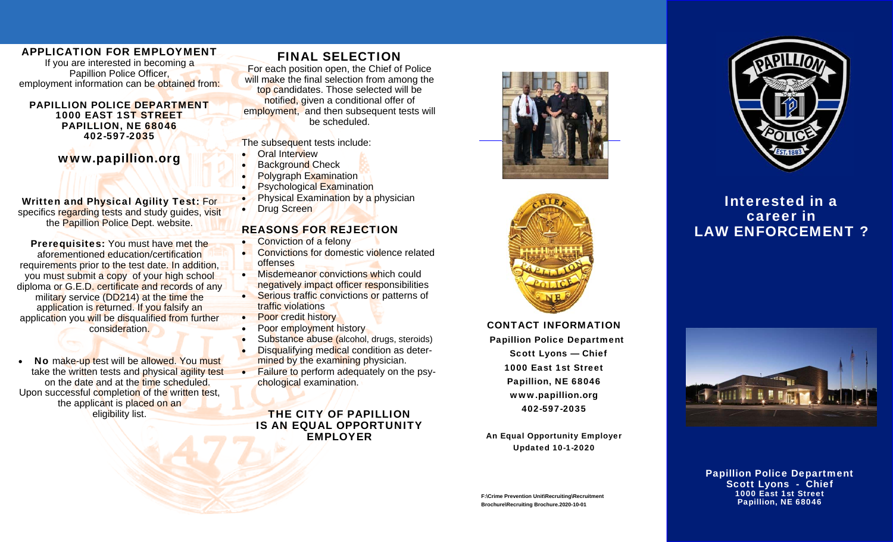## APPLICATION FOR EMPLOYMENT

If you are interested in becoming a Papillion Police Officer, employment information can be obtained from:

**PAPILLION POLICE DEPARTMENT**
**1000 EAST 1ST STREET**
**PAPILLION, NE 68046**
**402-597-2035**

**www.papillion.org**

**Written and Physical Agility Test:** For specifics regarding tests and study guides, visit the Papillion Police Dept. website.

**Prerequisites:** You must have met the aforementioned education/certification requirements prior to the test date. In addition, you must submit a copy of your high school diploma or G.E.D. certificate and records of any military service (DD214) at the time the application is returned. If you falsify an application you will be disqualified from further consideration.

- **No** make-up test will be allowed. You must take the written tests and physical agility test on the date and at the time scheduled.

Upon successful completion of the written test, the applicant is placed on an eligibility list.

## FINAL SELECTION

For each position open, the Chief of Police will make the final selection from among the top candidates. Those selected will be notified, given a conditional offer of employment, and then subsequent tests will be scheduled.

The subsequent tests include:

- Oral Interview
- Background Check
- Polygraph Examination
- Psychological Examination
- Physical Examination by a physician
- Drug Screen

## REASONS FOR REJECTION

- Conviction of a felony
- Convictions for domestic violence related offenses
- Misdemeanor convictions which could negatively impact officer responsibilities
- Serious traffic convictions or patterns of traffic violations
- Poor credit history
- Poor employment history
- Substance abuse (alcohol, drugs, steroids)
- Disqualifying medical condition as determined by the examining physician.
- Failure to perform adequately on the psychological examination.

**THE CITY OF PAPILLION IS AN EQUAL OPPORTUNITY EMPLOYER**

## CONTACT INFORMATION

**Papillion Police Department**
**Scott Lyons — Chief**
**1000 East 1st Street**
**Papillion, NE 68046**
**www.papillion.org**
**402-597-2035**

**An Equal Opportunity Employer**
**Updated 10-1-2020**

F:\Crime Prevention Unit\Recruiting\Recruitment Brochure\Recruiting Brochure.2020-10-01

# Interested in a career in LAW ENFORCEMENT ?

**Papillion Police Department**
**Scott Lyons - Chief**
**1000 East 1st Street**
**Papillion, NE 68046**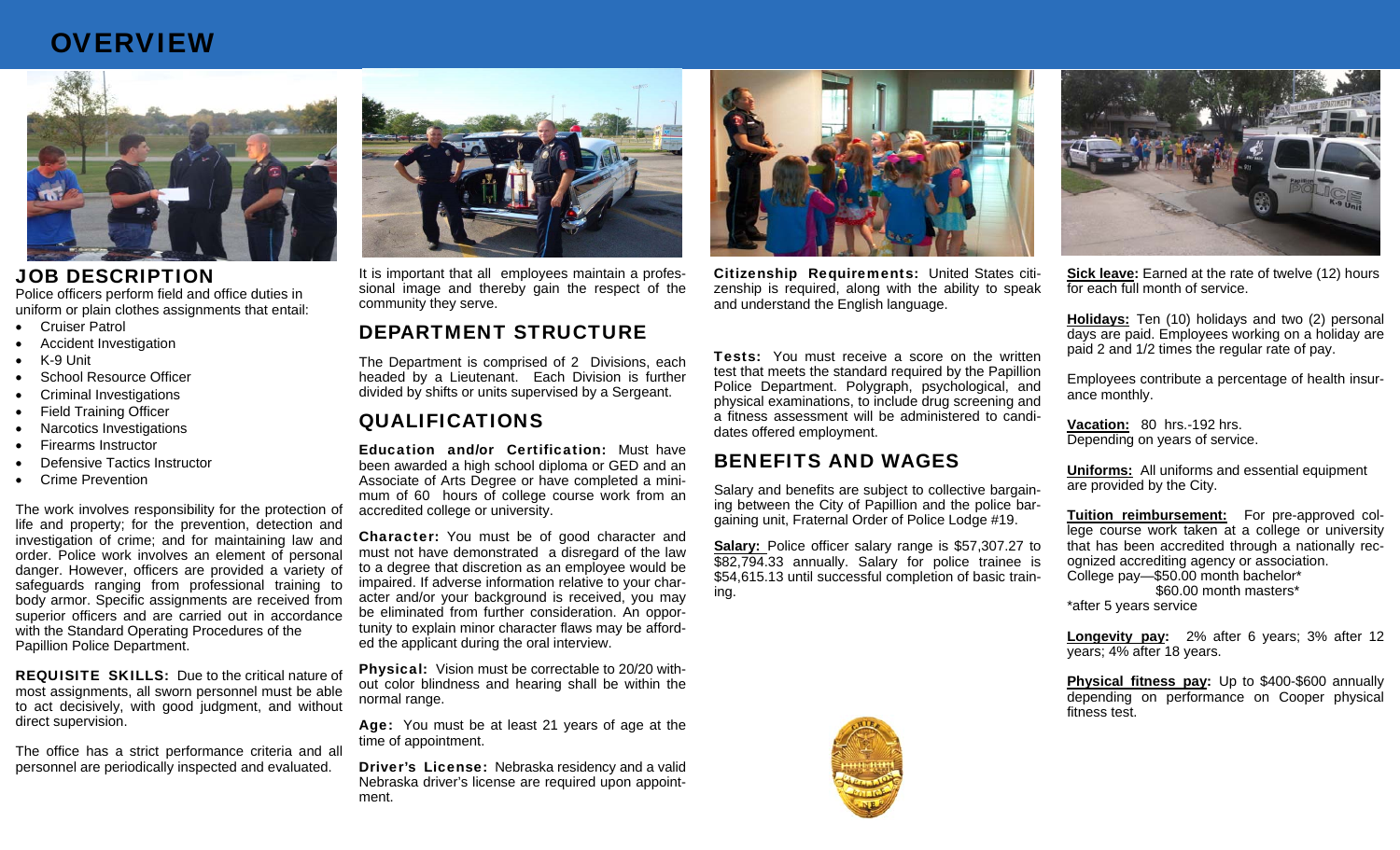# OVERVIEW

## JOB DESCRIPTION

Police officers perform field and office duties in uniform or plain clothes assignments that entail:

- Cruiser Patrol
- Accident Investigation
- K-9 Unit
- School Resource Officer
- Criminal Investigations
- Field Training Officer
- Narcotics Investigations
- Firearms Instructor
- Defensive Tactics Instructor
- Crime Prevention

The work involves responsibility for the protection of life and property; for the prevention, detection and investigation of crime; and for maintaining law and order. Police work involves an element of personal danger. However, officers are provided a variety of safeguards ranging from professional training to body armor. Specific assignments are received from superior officers and are carried out in accordance with the Standard Operating Procedures of the Papillion Police Department.

**REQUISITE SKILLS:** Due to the critical nature of most assignments, all sworn personnel must be able to act decisively, with good judgment, and without direct supervision.

The office has a strict performance criteria and all personnel are periodically inspected and evaluated.

It is important that all employees maintain a professional image and thereby gain the respect of the community they serve.

## DEPARTMENT STRUCTURE

The Department is comprised of 2 Divisions, each headed by a Lieutenant. Each Division is further divided by shifts or units supervised by a Sergeant.

## QUALIFICATIONS

**Education and/or Certification:** Must have been awarded a high school diploma or GED and an Associate of Arts Degree or have completed a minimum of 60 hours of college course work from an accredited college or university.

**Character:** You must be of good character and must not have demonstrated a disregard of the law to a degree that discretion as an employee would be impaired. If adverse information relative to your character and/or your background is received, you may be eliminated from further consideration. An opportunity to explain minor character flaws may be afforded the applicant during the oral interview.

**Physical:** Vision must be correctable to 20/20 without color blindness and hearing shall be within the normal range.

**Age:** You must be at least 21 years of age at the time of appointment.

**Driver's License:** Nebraska residency and a valid Nebraska driver's license are required upon appointment.

**Citizenship Requirements:** United States citizenship is required, along with the ability to speak and understand the English language.

**Tests:** You must receive a score on the written test that meets the standard required by the Papillion Police Department. Polygraph, psychological, and physical examinations, to include drug screening and a fitness assessment will be administered to candidates offered employment.

## BENEFITS AND WAGES

Salary and benefits are subject to collective bargaining between the City of Papillion and the police bargaining unit, Fraternal Order of Police Lodge #19.

**Salary:** Police officer salary range is $57,307.27 to $82,794.33 annually. Salary for police trainee is $54,615.13 until successful completion of basic training.

**Sick leave:** Earned at the rate of twelve (12) hours for each full month of service.

**Holidays:** Ten (10) holidays and two (2) personal days are paid. Employees working on a holiday are paid 2 and 1/2 times the regular rate of pay.

Employees contribute a percentage of health insurance monthly.

**Vacation:** 80 hrs.-192 hrs. Depending on years of service.

**Uniforms:** All uniforms and essential equipment are provided by the City.

**Tuition reimbursement:** For pre-approved college course work taken at a college or university that has been accredited through a nationally recognized accrediting agency or association.
College pay—$50.00 month bachelor*
$60.00 month masters*
*after 5 years service

**Longevity pay:** 2% after 6 years; 3% after 12 years; 4% after 18 years.

**Physical fitness pay:** Up to $400-$600 annually depending on performance on Cooper physical fitness test.